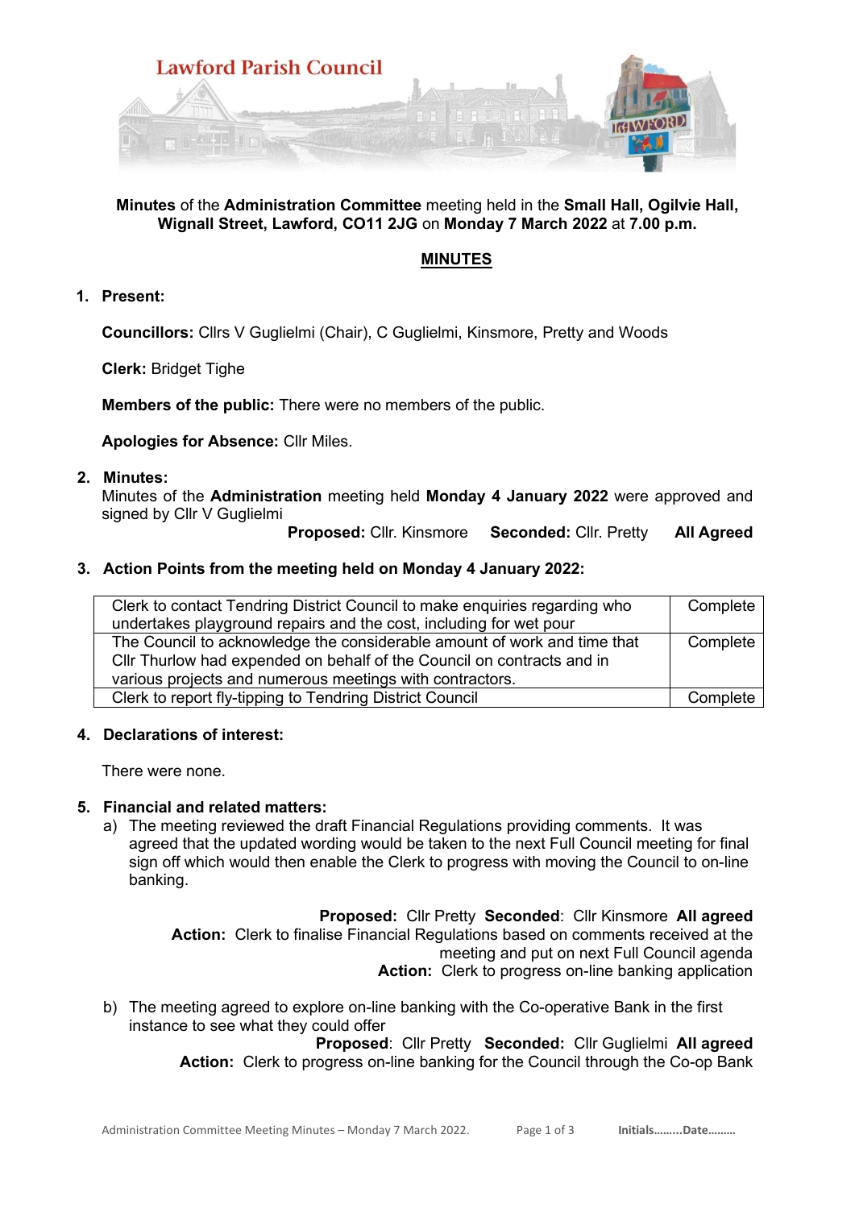# Lawford Parish Council

**Minutes** of the **Administration Committee** meeting held in the **Small Hall, Ogilvie Hall, Wignall Street, Lawford, CO11 2JG** on **Monday 7 March 2022** at **7.00 p.m.**

## MINUTES

### 1. Present:

**Councillors:** Cllrs V Guglielmi (Chair), C Guglielmi, Kinsmore, Pretty and Woods

**Clerk:** Bridget Tighe

**Members of the public:** There were no members of the public.

**Apologies for Absence:** Cllr Miles.

### 2. Minutes:

Minutes of the **Administration** meeting held **Monday 4 January 2022** were approved and signed by Cllr V Guglielmi

**Proposed:** Cllr. Kinsmore **Seconded:** Cllr. Pretty **All Agreed**

### 3. Action Points from the meeting held on Monday 4 January 2022:

| Action | Status |
|---|---|
| Clerk to contact Tendring District Council to make enquiries regarding who undertakes playground repairs and the cost, including for wet pour | Complete |
| The Council to acknowledge the considerable amount of work and time that Cllr Thurlow had expended on behalf of the Council on contracts and in various projects and numerous meetings with contractors. | Complete |
| Clerk to report fly-tipping to Tendring District Council | Complete |

### 4. Declarations of interest:

There were none.

### 5. Financial and related matters:

a) The meeting reviewed the draft Financial Regulations providing comments. It was agreed that the updated wording would be taken to the next Full Council meeting for final sign off which would then enable the Clerk to progress with moving the Council to on-line banking.

**Proposed:** Cllr Pretty **Seconded**: Cllr Kinsmore **All agreed**

**Action:** Clerk to finalise Financial Regulations based on comments received at the meeting and put on next Full Council agenda

**Action:** Clerk to progress on-line banking application

b) The meeting agreed to explore on-line banking with the Co-operative Bank in the first instance to see what they could offer

**Proposed**: Cllr Pretty **Seconded:** Cllr Guglielmi **All agreed**

**Action:** Clerk to progress on-line banking for the Council through the Co-op Bank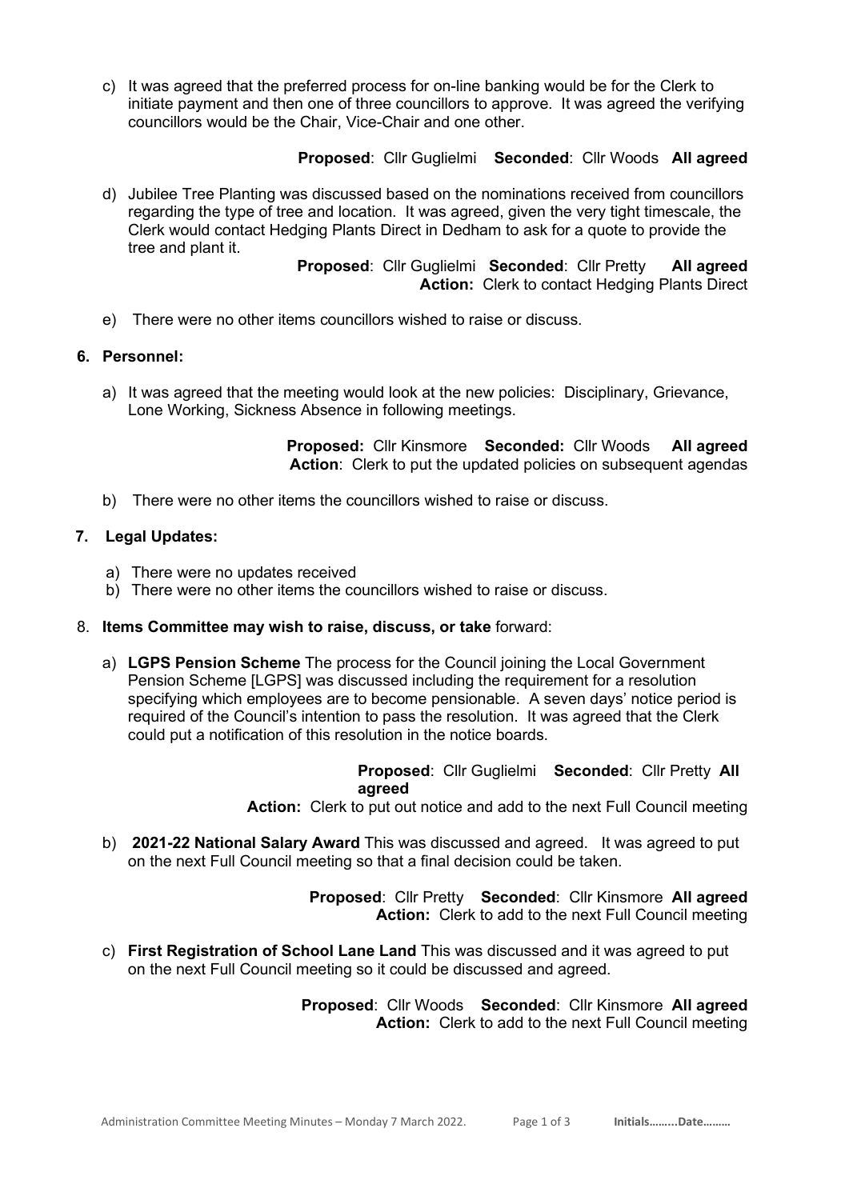c) It was agreed that the preferred process for on-line banking would be for the Clerk to initiate payment and then one of three councillors to approve. It was agreed the verifying councillors would be the Chair, Vice-Chair and one other.

**Proposed**: Cllr Guglielmi **Seconded**: Cllr Woods **All agreed**

d) Jubilee Tree Planting was discussed based on the nominations received from councillors regarding the type of tree and location. It was agreed, given the very tight timescale, the Clerk would contact Hedging Plants Direct in Dedham to ask for a quote to provide the tree and plant it.

**Proposed**: Cllr Guglielmi **Seconded**: Cllr Pretty **All agreed**
**Action:** Clerk to contact Hedging Plants Direct

e) There were no other items councillors wished to raise or discuss.

## 6. Personnel:

a) It was agreed that the meeting would look at the new policies: Disciplinary, Grievance, Lone Working, Sickness Absence in following meetings.

**Proposed:** Cllr Kinsmore **Seconded:** Cllr Woods **All agreed**
**Action**: Clerk to put the updated policies on subsequent agendas

b) There were no other items the councillors wished to raise or discuss.

## 7. Legal Updates:

a) There were no updates received
b) There were no other items the councillors wished to raise or discuss.

## 8. **Items Committee may wish to raise, discuss, or take** forward:

a) **LGPS Pension Scheme** The process for the Council joining the Local Government Pension Scheme [LGPS] was discussed including the requirement for a resolution specifying which employees are to become pensionable. A seven days' notice period is required of the Council's intention to pass the resolution. It was agreed that the Clerk could put a notification of this resolution in the notice boards.

**Proposed**: Cllr Guglielmi **Seconded**: Cllr Pretty **All agreed**
**Action:** Clerk to put out notice and add to the next Full Council meeting

b) **2021-22 National Salary Award** This was discussed and agreed. It was agreed to put on the next Full Council meeting so that a final decision could be taken.

**Proposed**: Cllr Pretty **Seconded**: Cllr Kinsmore **All agreed**
**Action:** Clerk to add to the next Full Council meeting

c) **First Registration of School Lane Land** This was discussed and it was agreed to put on the next Full Council meeting so it could be discussed and agreed.

**Proposed**: Cllr Woods **Seconded**: Cllr Kinsmore **All agreed**
**Action:** Clerk to add to the next Full Council meeting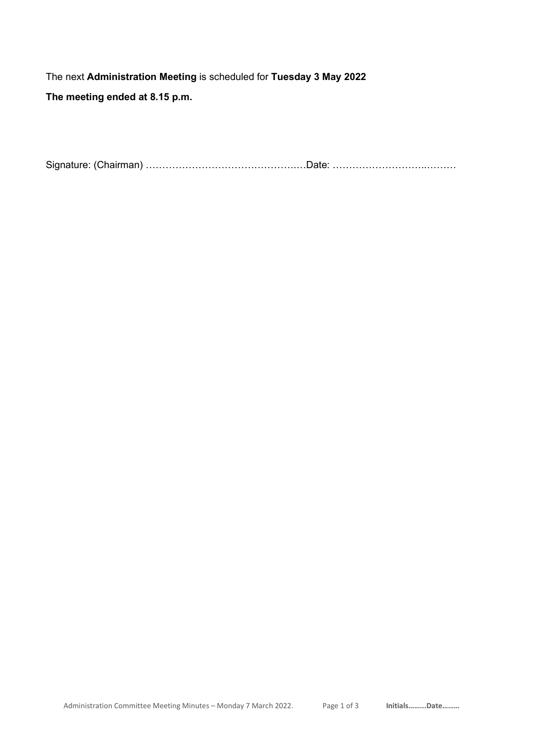The next **Administration Meeting** is scheduled for **Tuesday 3 May 2022**

**The meeting ended at 8.15 p.m.**

Signature: (Chairman) ……………………………………..…Date: ………………………..………